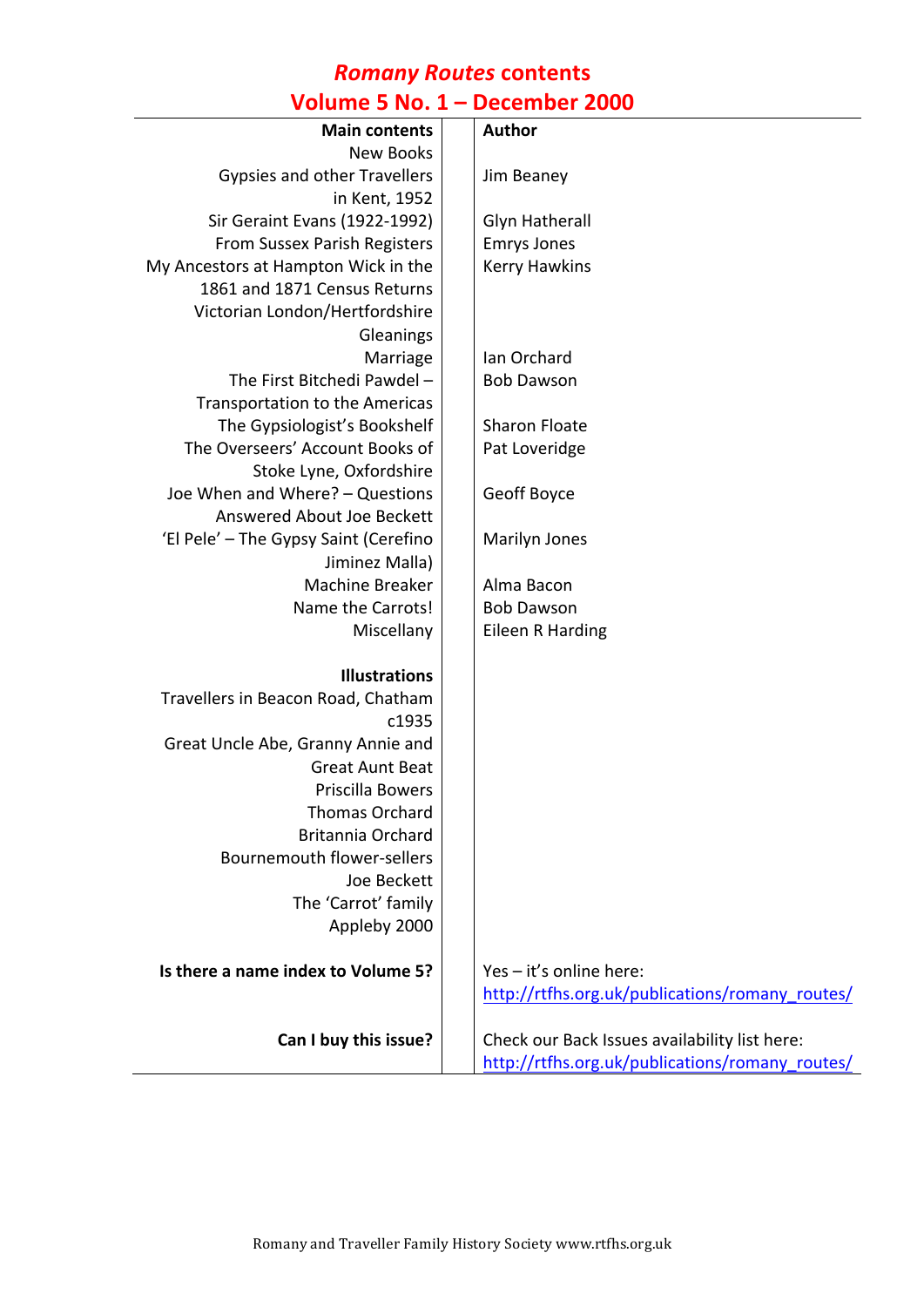# *Romany Routes* contents
# Volume 5 No. 1 – December 2000

| Main contents | Author |
|---|---|
| New Books | |
| Gypsies and other Travellers in Kent, 1952 | Jim Beaney |
| Sir Geraint Evans (1922-1992) | Glyn Hatherall |
| From Sussex Parish Registers | Emrys Jones |
| My Ancestors at Hampton Wick in the 1861 and 1871 Census Returns | Kerry Hawkins |
| Victorian London/Hertfordshire Gleanings | |
| Marriage | Ian Orchard |
| The First Bitchedi Pawdel – Transportation to the Americas | Bob Dawson |
| The Gypsiologist's Bookshelf | Sharon Floate |
| The Overseers' Account Books of Stoke Lyne, Oxfordshire | Pat Loveridge |
| Joe When and Where? – Questions Answered About Joe Beckett | Geoff Boyce |
| 'El Pele' – The Gypsy Saint (Cerefino Jiminez Malla) | Marilyn Jones |
| Machine Breaker | Alma Bacon |
| Name the Carrots! | Bob Dawson |
| Miscellany | Eileen R Harding |
| **Illustrations** | |
| Travellers in Beacon Road, Chatham c1935 | |
| Great Uncle Abe, Granny Annie and Great Aunt Beat | |
| Priscilla Bowers | |
| Thomas Orchard | |
| Britannia Orchard | |
| Bournemouth flower-sellers | |
| Joe Beckett | |
| The 'Carrot' family | |
| Appleby 2000 | |
| **Is there a name index to Volume 5?** | Yes – it's online here: http://rtfhs.org.uk/publications/romany_routes/ |
| **Can I buy this issue?** | Check our Back Issues availability list here: http://rtfhs.org.uk/publications/romany_routes/ |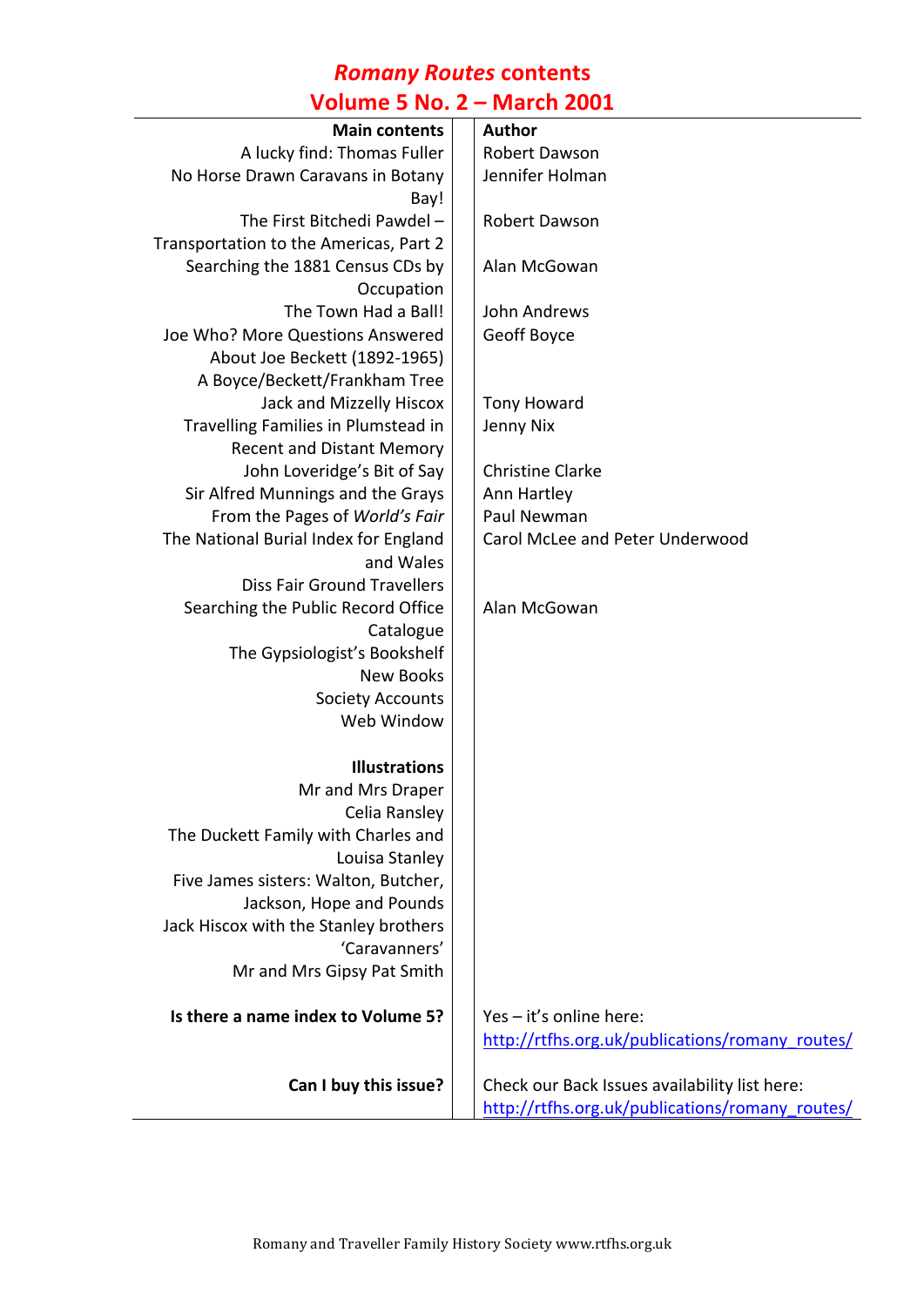# *Romany Routes* contents
## Volume 5 No. 2 – March 2001

| **Main contents** | **Author** |
|---|---|
| A lucky find: Thomas Fuller | Robert Dawson |
| No Horse Drawn Caravans in Botany Bay! | Jennifer Holman |
| The First Bitchedi Pawdel – Transportation to the Americas, Part 2 | Robert Dawson |
| Searching the 1881 Census CDs by Occupation | Alan McGowan |
| The Town Had a Ball! | John Andrews |
| Joe Who? More Questions Answered About Joe Beckett (1892-1965) | Geoff Boyce |
| A Boyce/Beckett/Frankham Tree | |
| Jack and Mizzelly Hiscox | Tony Howard |
| Travelling Families in Plumstead in Recent and Distant Memory | Jenny Nix |
| John Loveridge's Bit of Say | Christine Clarke |
| Sir Alfred Munnings and the Grays | Ann Hartley |
| From the Pages of *World's Fair* | Paul Newman |
| The National Burial Index for England and Wales | Carol McLee and Peter Underwood |
| Diss Fair Ground Travellers | |
| Searching the Public Record Office Catalogue | Alan McGowan |
| The Gypsiologist's Bookshelf | |
| New Books | |
| Society Accounts | |
| Web Window | |
| | |
| **Illustrations** | |
| Mr and Mrs Draper | |
| Celia Ransley | |
| The Duckett Family with Charles and Louisa Stanley | |
| Five James sisters: Walton, Butcher, Jackson, Hope and Pounds | |
| Jack Hiscox with the Stanley brothers | |
| 'Caravanners' | |
| Mr and Mrs Gipsy Pat Smith | |
| | |
| **Is there a name index to Volume 5?** | Yes – it's online here: http://rtfhs.org.uk/publications/romany_routes/ |
| **Can I buy this issue?** | Check our Back Issues availability list here: http://rtfhs.org.uk/publications/romany_routes/ |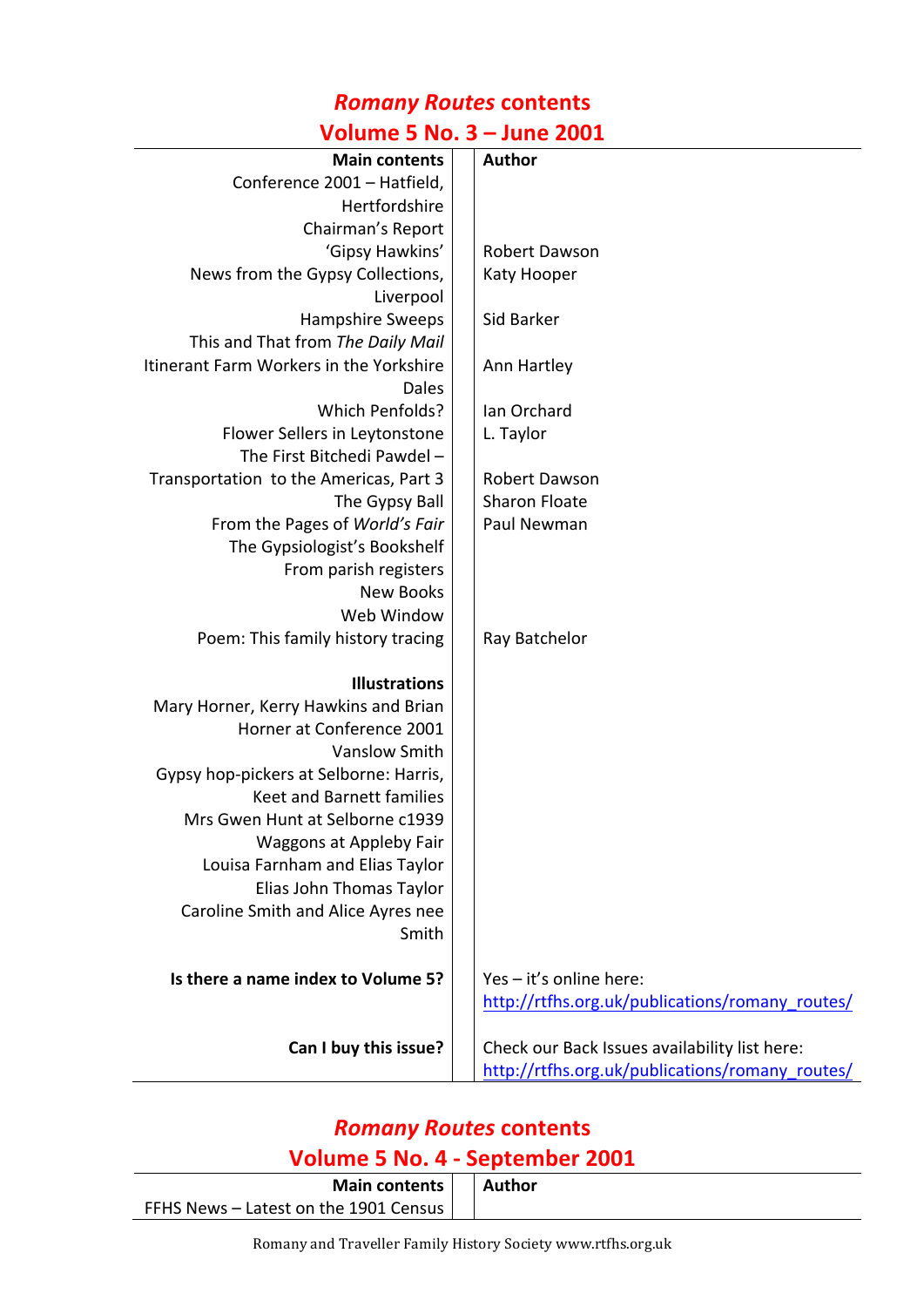## *Romany Routes* contents
## Volume 5 No. 3 – June 2001

| Main contents | Author |
|---|---|
| Conference 2001 – Hatfield, Hertfordshire | |
| Chairman's Report | |
| 'Gipsy Hawkins' | Robert Dawson |
| News from the Gypsy Collections, Liverpool | Katy Hooper |
| Hampshire Sweeps | Sid Barker |
| This and That from *The Daily Mail* | |
| Itinerant Farm Workers in the Yorkshire Dales | Ann Hartley |
| Which Penfolds? | Ian Orchard |
| Flower Sellers in Leytonstone | L. Taylor |
| The First Bitchedi Pawdel – Transportation to the Americas, Part 3 | Robert Dawson |
| The Gypsy Ball | Sharon Floate |
| From the Pages of *World's Fair* | Paul Newman |
| The Gypsiologist's Bookshelf | |
| From parish registers | |
| New Books | |
| Web Window | |
| Poem: This family history tracing | Ray Batchelor |
| **Illustrations** | |
| Mary Horner, Kerry Hawkins and Brian Horner at Conference 2001 | |
| Vanslow Smith | |
| Gypsy hop-pickers at Selborne: Harris, Keet and Barnett families | |
| Mrs Gwen Hunt at Selborne c1939 | |
| Waggons at Appleby Fair | |
| Louisa Farnham and Elias Taylor | |
| Elias John Thomas Taylor | |
| Caroline Smith and Alice Ayres nee Smith | |
| **Is there a name index to Volume 5?** | Yes – it's online here: http://rtfhs.org.uk/publications/romany_routes/ |
| **Can I buy this issue?** | Check our Back Issues availability list here: http://rtfhs.org.uk/publications/romany_routes/ |

## *Romany Routes* contents
## Volume 5 No. 4 - September 2001

| Main contents | Author |
|---|---|
| FFHS News – Latest on the 1901 Census | |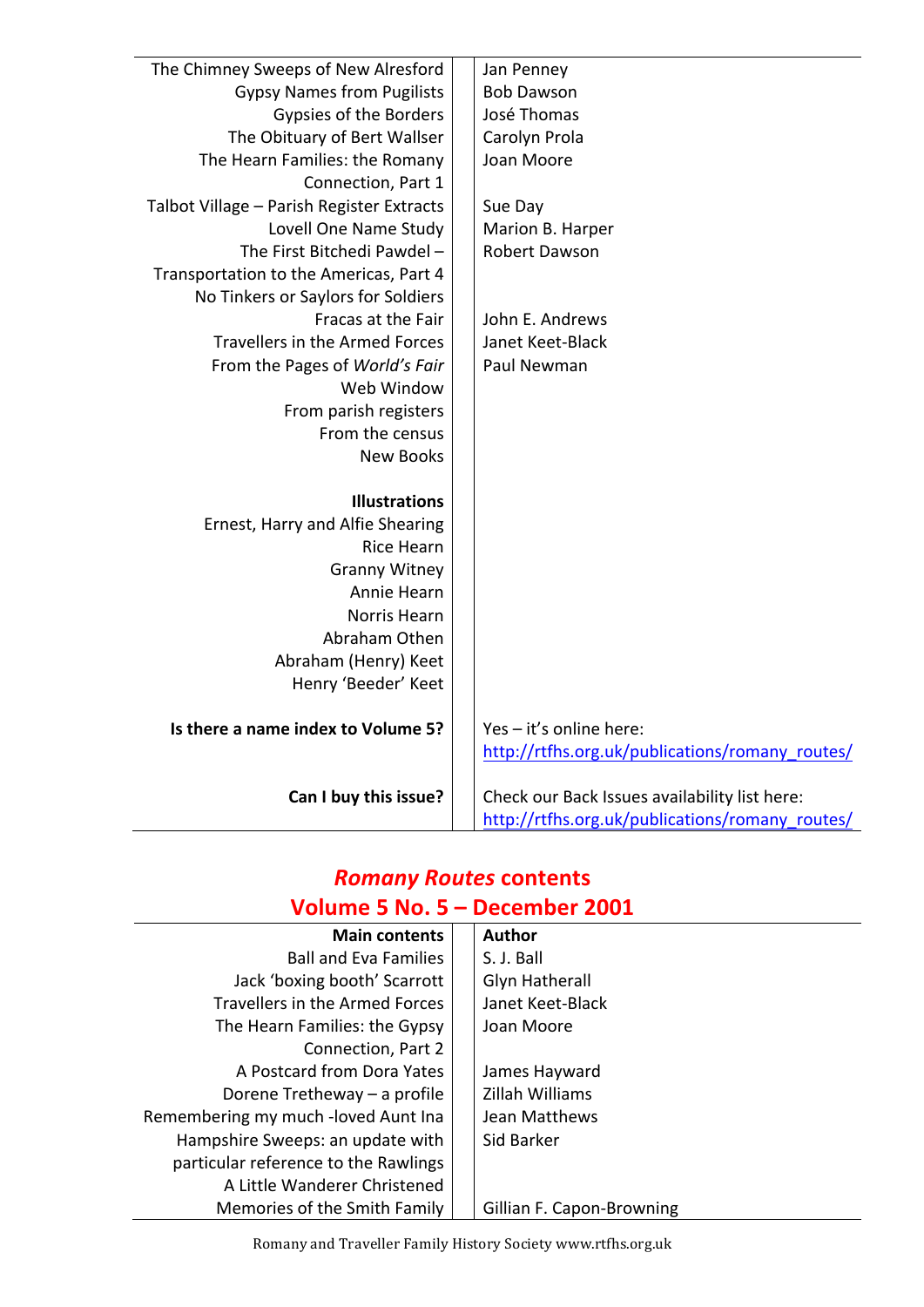| | |
|---|---|
| The Chimney Sweeps of New Alresford | Jan Penney |
| Gypsy Names from Pugilists | Bob Dawson |
| Gypsies of the Borders | José Thomas |
| The Obituary of Bert Wallser | Carolyn Prola |
| The Hearn Families: the Romany Connection, Part 1 | Joan Moore |
| Talbot Village – Parish Register Extracts | Sue Day |
| Lovell One Name Study | Marion B. Harper |
| The First Bitchedi Pawdel – Transportation to the Americas, Part 4 | Robert Dawson |
| No Tinkers or Saylors for Soldiers | |
| Fracas at the Fair | John E. Andrews |
| Travellers in the Armed Forces | Janet Keet-Black |
| From the Pages of *World's Fair* | Paul Newman |
| Web Window | |
| From parish registers | |
| From the census | |
| New Books | |
| | |
| **Illustrations** | |
| Ernest, Harry and Alfie Shearing | |
| Rice Hearn | |
| Granny Witney | |
| Annie Hearn | |
| Norris Hearn | |
| Abraham Othen | |
| Abraham (Henry) Keet | |
| Henry 'Beeder' Keet | |
| | |
| **Is there a name index to Volume 5?** | Yes – it's online here: http://rtfhs.org.uk/publications/romany_routes/ |
| **Can I buy this issue?** | Check our Back Issues availability list here: http://rtfhs.org.uk/publications/romany_routes/ |

## *Romany Routes* contents
## Volume 5 No. 5 – December 2001

| **Main contents** | **Author** |
|---|---|
| Ball and Eva Families | S. J. Ball |
| Jack 'boxing booth' Scarrott | Glyn Hatherall |
| Travellers in the Armed Forces | Janet Keet-Black |
| The Hearn Families: the Gypsy Connection, Part 2 | Joan Moore |
| A Postcard from Dora Yates | James Hayward |
| Dorene Tretheway – a profile | Zillah Williams |
| Remembering my much -loved Aunt Ina | Jean Matthews |
| Hampshire Sweeps: an update with particular reference to the Rawlings | Sid Barker |
| A Little Wanderer Christened | |
| Memories of the Smith Family | Gillian F. Capon-Browning |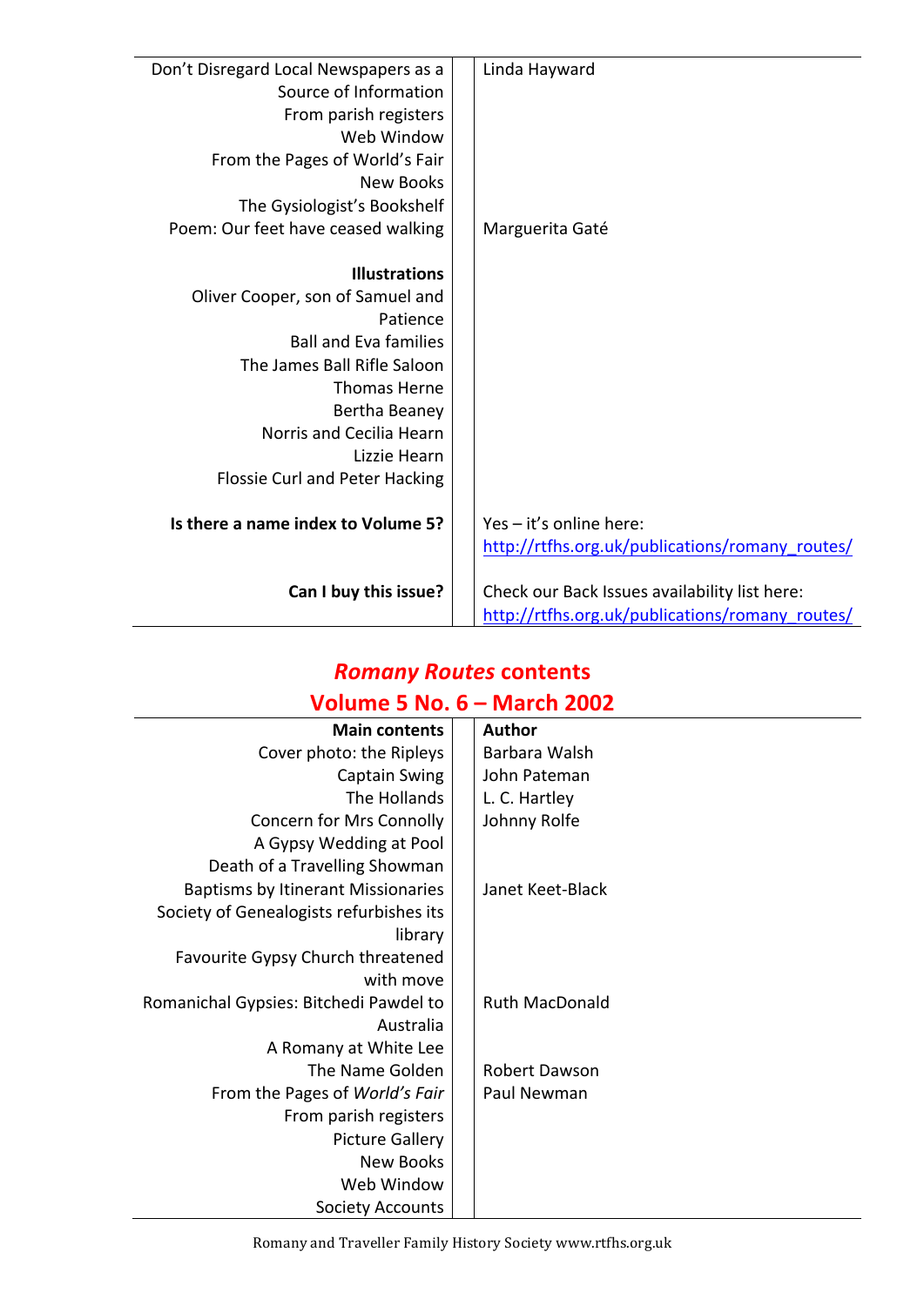| | |
|---|---|
| Don't Disregard Local Newspapers as a Source of Information | Linda Hayward |
| From parish registers | |
| Web Window | |
| From the Pages of World's Fair | |
| New Books | |
| The Gysiologist's Bookshelf | |
| Poem: Our feet have ceased walking | Marguerita Gaté |
| **Illustrations** | |
| Oliver Cooper, son of Samuel and Patience | |
| Ball and Eva families | |
| The James Ball Rifle Saloon | |
| Thomas Herne | |
| Bertha Beaney | |
| Norris and Cecilia Hearn | |
| Lizzie Hearn | |
| Flossie Curl and Peter Hacking | |
| **Is there a name index to Volume 5?** | Yes – it's online here: http://rtfhs.org.uk/publications/romany_routes/ |
| **Can I buy this issue?** | Check our Back Issues availability list here: http://rtfhs.org.uk/publications/romany_routes/ |

## *Romany Routes* contents
## Volume 5 No. 6 – March 2002

| **Main contents** | **Author** |
|---|---|
| Cover photo: the Ripleys | Barbara Walsh |
| Captain Swing | John Pateman |
| The Hollands | L. C. Hartley |
| Concern for Mrs Connolly | Johnny Rolfe |
| A Gypsy Wedding at Pool | |
| Death of a Travelling Showman | |
| Baptisms by Itinerant Missionaries | Janet Keet-Black |
| Society of Genealogists refurbishes its library | |
| Favourite Gypsy Church threatened with move | |
| Romanichal Gypsies: Bitchedi Pawdel to Australia | Ruth MacDonald |
| A Romany at White Lee | |
| The Name Golden | Robert Dawson |
| From the Pages of *World's Fair* | Paul Newman |
| From parish registers | |
| Picture Gallery | |
| New Books | |
| Web Window | |
| Society Accounts | |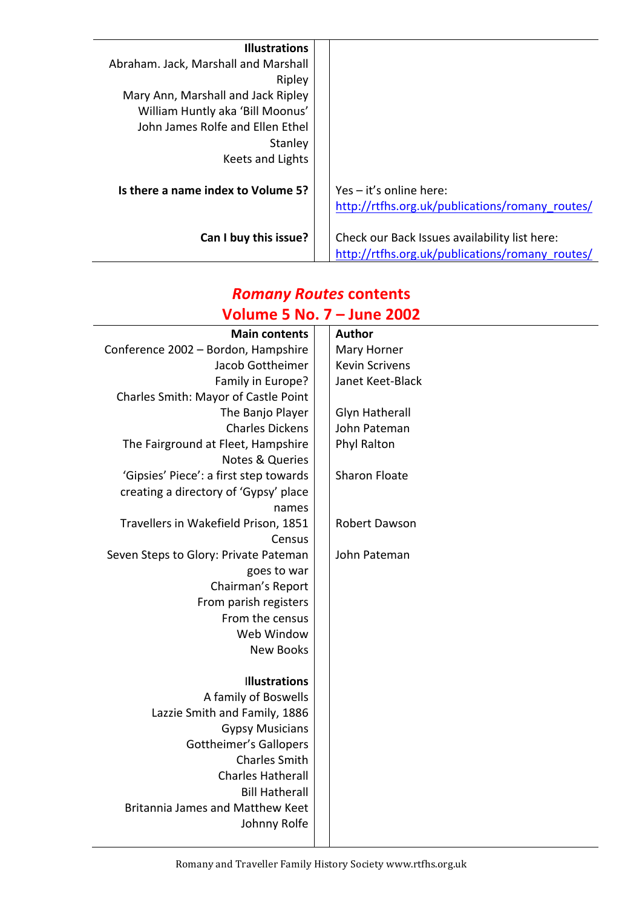| | |
|---|---|
| **Illustrations** | |
| Abraham. Jack, Marshall and Marshall Ripley | |
| Mary Ann, Marshall and Jack Ripley | |
| William Huntly aka 'Bill Moonus' | |
| John James Rolfe and Ellen Ethel Stanley | |
| Keets and Lights | |
| **Is there a name index to Volume 5?** | Yes – it's online here: http://rtfhs.org.uk/publications/romany_routes/ |
| **Can I buy this issue?** | Check our Back Issues availability list here: http://rtfhs.org.uk/publications/romany_routes/ |

## *Romany Routes* contents
## Volume 5 No. 7 – June 2002

| **Main contents** | **Author** |
|---|---|
| Conference 2002 – Bordon, Hampshire | Mary Horner |
| Jacob Gottheimer | Kevin Scrivens |
| Family in Europe? | Janet Keet-Black |
| Charles Smith: Mayor of Castle Point | |
| The Banjo Player | Glyn Hatherall |
| Charles Dickens | John Pateman |
| The Fairground at Fleet, Hampshire | Phyl Ralton |
| Notes & Queries | |
| 'Gipsies' Piece': a first step towards creating a directory of 'Gypsy' place names | Sharon Floate |
| Travellers in Wakefield Prison, 1851 Census | Robert Dawson |
| Seven Steps to Glory: Private Pateman goes to war | John Pateman |
| Chairman's Report | |
| From parish registers | |
| From the census | |
| Web Window | |
| New Books | |
| **Illustrations** | |
| A family of Boswells | |
| Lazzie Smith and Family, 1886 | |
| Gypsy Musicians | |
| Gottheimer's Gallopers | |
| Charles Smith | |
| Charles Hatherall | |
| Bill Hatherall | |
| Britannia James and Matthew Keet | |
| Johnny Rolfe | |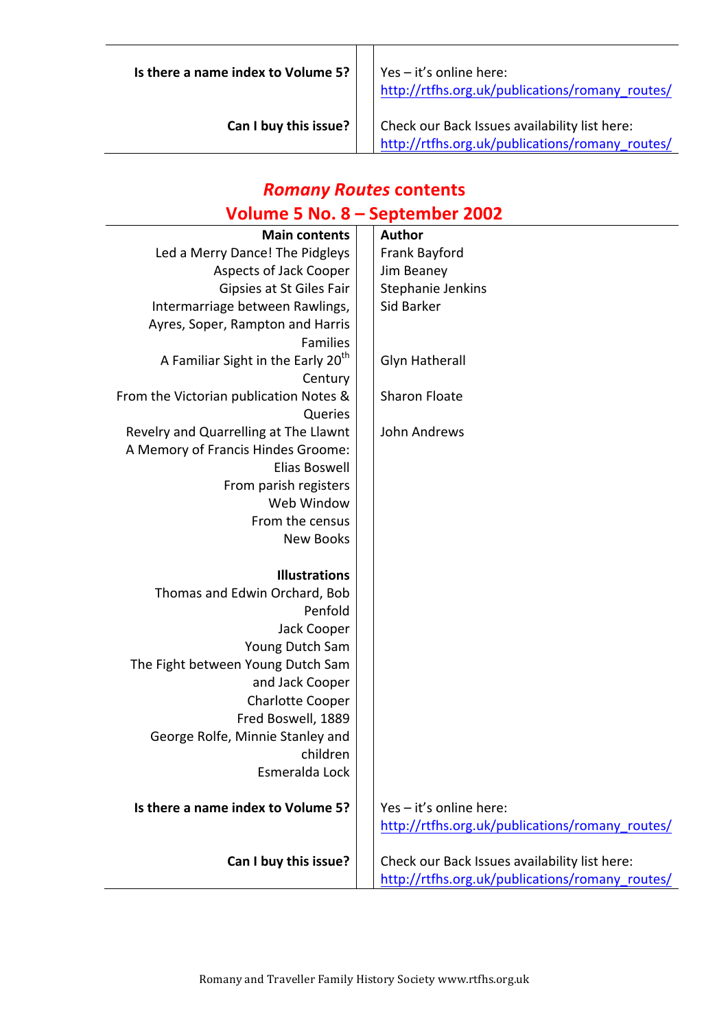| | |
|---|---|
| **Is there a name index to Volume 5?** | Yes – it's online here: http://rtfhs.org.uk/publications/romany_routes/ |
| **Can I buy this issue?** | Check our Back Issues availability list here: http://rtfhs.org.uk/publications/romany_routes/ |

## *Romany Routes* contents
## Volume 5 No. 8 – September 2002

| **Main contents** | **Author** |
|---|---|
| Led a Merry Dance! The Pidgleys | Frank Bayford |
| Aspects of Jack Cooper | Jim Beaney |
| Gipsies at St Giles Fair | Stephanie Jenkins |
| Intermarriage between Rawlings, Ayres, Soper, Rampton and Harris Families | Sid Barker |
| A Familiar Sight in the Early 20th Century | Glyn Hatherall |
| From the Victorian publication Notes & Queries | Sharon Floate |
| Revelry and Quarrelling at The Llawnt | John Andrews |
| A Memory of Francis Hindes Groome: Elias Boswell | |
| From parish registers | |
| Web Window | |
| From the census | |
| New Books | |
| | |
| **Illustrations** | |
| Thomas and Edwin Orchard, Bob Penfold | |
| Jack Cooper | |
| Young Dutch Sam | |
| The Fight between Young Dutch Sam and Jack Cooper | |
| Charlotte Cooper | |
| Fred Boswell, 1889 | |
| George Rolfe, Minnie Stanley and children | |
| Esmeralda Lock | |
| | |
| **Is there a name index to Volume 5?** | Yes – it's online here: http://rtfhs.org.uk/publications/romany_routes/ |
| **Can I buy this issue?** | Check our Back Issues availability list here: http://rtfhs.org.uk/publications/romany_routes/ |

Romany and Traveller Family History Society www.rtfhs.org.uk